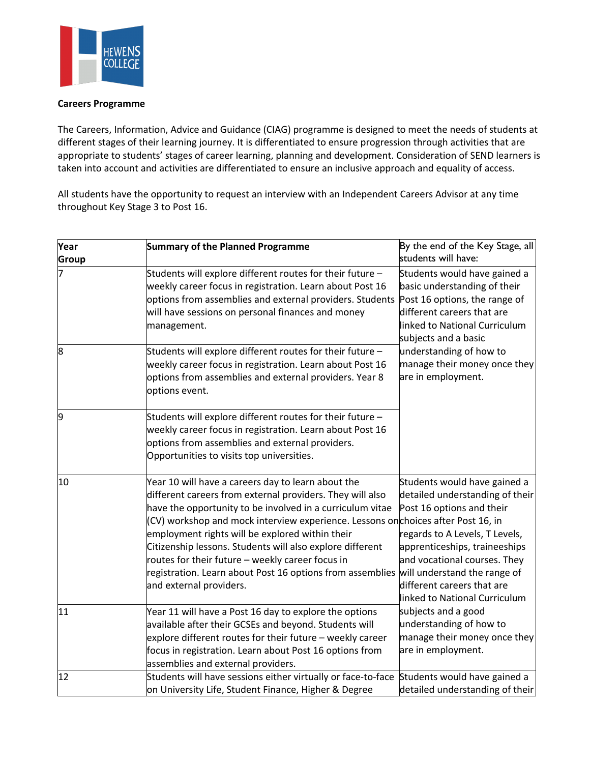HEWENS COLLEGE

**Careers Programme**

The Careers, Information, Advice and Guidance (CIAG) programme is designed to meet the needs of students at different stages of their learning journey. It is differentiated to ensure progression through activities that are appropriate to students' stages of career learning, planning and development. Consideration of SEND learners is taken into account and activities are differentiated to ensure an inclusive approach and equality of access.

All students have the opportunity to request an interview with an Independent Careers Advisor at any time throughout Key Stage 3 to Post 16.

| **Year Group** | **Summary of the Planned Programme** | By the end of the Key Stage, all students will have: |
|---|---|---|
| 7 | Students will explore different routes for their future – weekly career focus in registration. Learn about Post 16 options from assemblies and external providers. Students will have sessions on personal finances and money management. | Students would have gained a basic understanding of their Post 16 options, the range of different careers that are linked to National Curriculum subjects and a basic understanding of how to manage their money once they are in employment. |
| 8 | Students will explore different routes for their future – weekly career focus in registration. Learn about Post 16 options from assemblies and external providers. Year 8 options event. | |
| 9 | Students will explore different routes for their future – weekly career focus in registration. Learn about Post 16 options from assemblies and external providers. Opportunities to visits top universities. | |
| 10 | Year 10 will have a careers day to learn about the different careers from external providers. They will also have the opportunity to be involved in a curriculum vitae (CV) workshop and mock interview experience. Lessons on employment rights will be explored within their Citizenship lessons. Students will also explore different routes for their future – weekly career focus in registration. Learn about Post 16 options from assemblies and external providers. | Students would have gained a detailed understanding of their Post 16 options and their choices after Post 16, in regards to A Levels, T Levels, apprenticeships, traineeships and vocational courses. They will understand the range of different careers that are linked to National Curriculum subjects and a good understanding of how to manage their money once they are in employment. |
| 11 | Year 11 will have a Post 16 day to explore the options available after their GCSEs and beyond. Students will explore different routes for their future – weekly career focus in registration. Learn about Post 16 options from assemblies and external providers. | |
| 12 | Students will have sessions either virtually or face-to-face on University Life, Student Finance, Higher & Degree | Students would have gained a detailed understanding of their |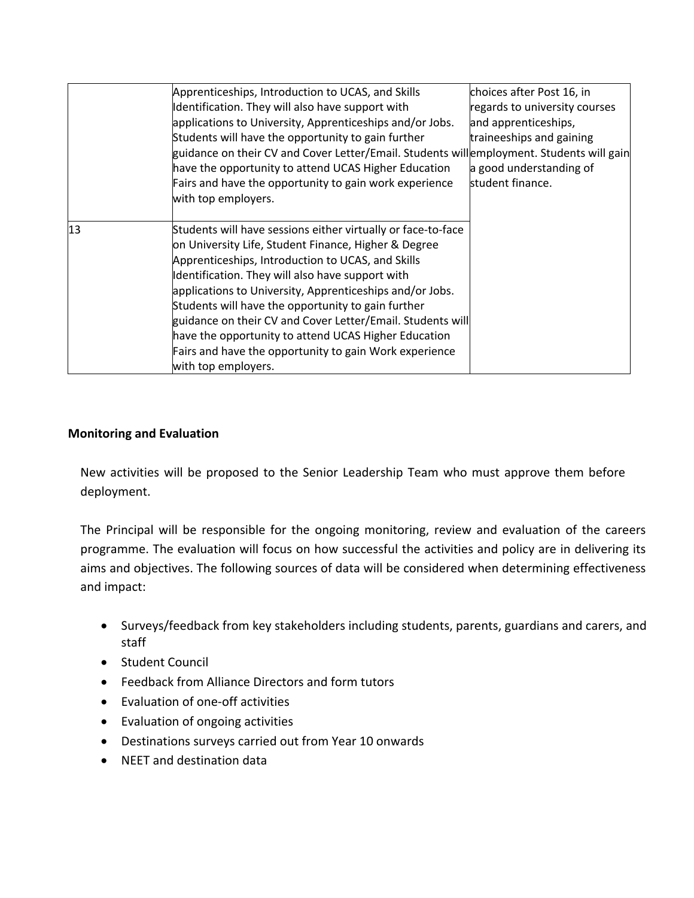| | | |
|---|---|---|
| | Apprenticeships, Introduction to UCAS, and Skills Identification. They will also have support with applications to University, Apprenticeships and/or Jobs. Students will have the opportunity to gain further guidance on their CV and Cover Letter/Email. Students will have the opportunity to attend UCAS Higher Education Fairs and have the opportunity to gain work experience with top employers. | choices after Post 16, in regards to university courses and apprenticeships, traineeships and gaining employment. Students will gain a good understanding of student finance. |
| 13 | Students will have sessions either virtually or face-to-face on University Life, Student Finance, Higher & Degree Apprenticeships, Introduction to UCAS, and Skills Identification. They will also have support with applications to University, Apprenticeships and/or Jobs. Students will have the opportunity to gain further guidance on their CV and Cover Letter/Email. Students will have the opportunity to attend UCAS Higher Education Fairs and have the opportunity to gain Work experience with top employers. | |

**Monitoring and Evaluation**

New activities will be proposed to the Senior Leadership Team who must approve them before deployment.

The Principal will be responsible for the ongoing monitoring, review and evaluation of the careers programme. The evaluation will focus on how successful the activities and policy are in delivering its aims and objectives. The following sources of data will be considered when determining effectiveness and impact:

- Surveys/feedback from key stakeholders including students, parents, guardians and carers, and staff
- Student Council
- Feedback from Alliance Directors and form tutors
- Evaluation of one-off activities
- Evaluation of ongoing activities
- Destinations surveys carried out from Year 10 onwards
- NEET and destination data